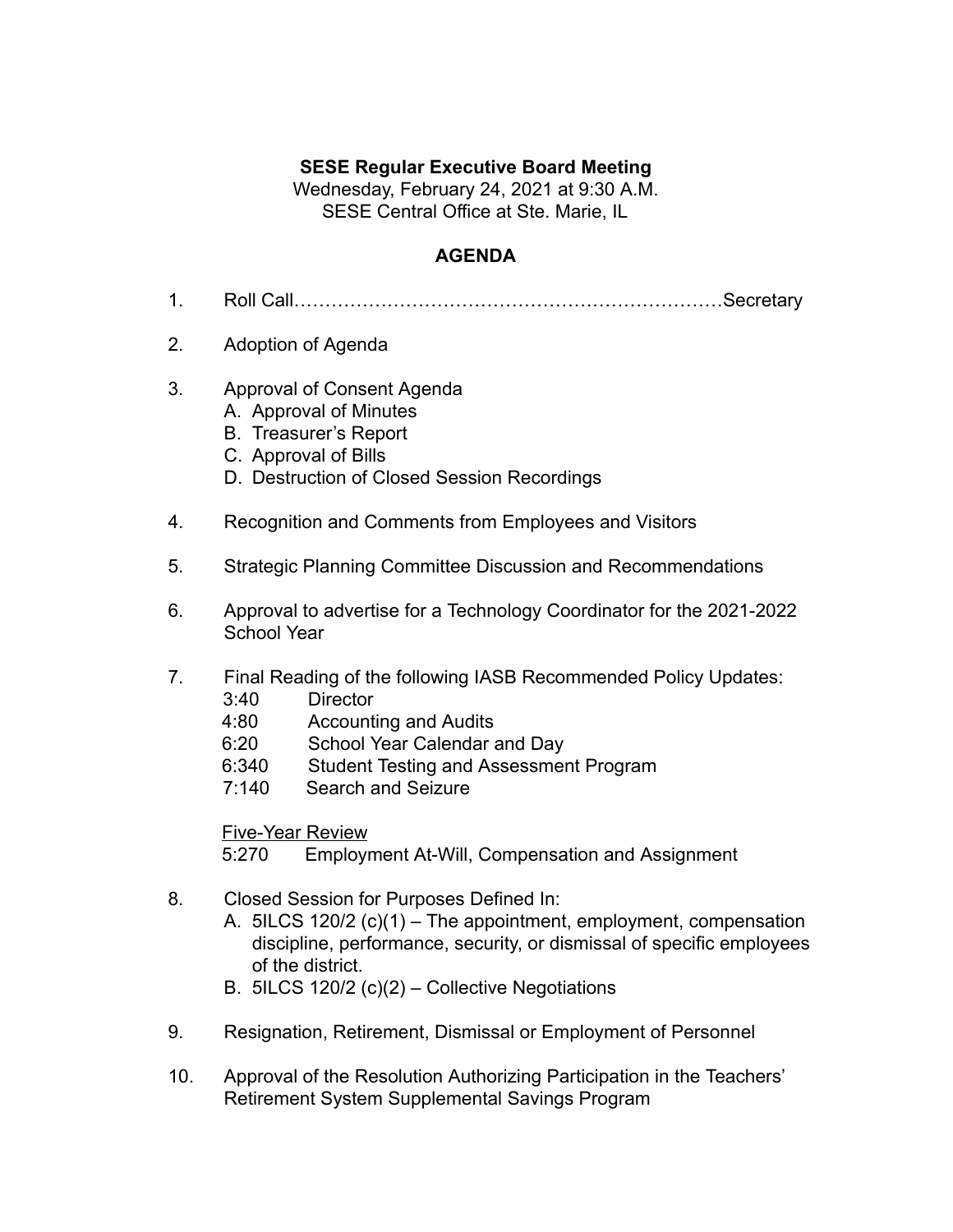**SESE Regular Executive Board Meeting**
Wednesday, February 24, 2021 at 9:30 A.M.
SESE Central Office at Ste. Marie, IL

## AGENDA

1. Roll Call……………………………………………………………Secretary

2. Adoption of Agenda

3. Approval of Consent Agenda
   - A. Approval of Minutes
   - B. Treasurer's Report
   - C. Approval of Bills
   - D. Destruction of Closed Session Recordings

4. Recognition and Comments from Employees and Visitors

5. Strategic Planning Committee Discussion and Recommendations

6. Approval to advertise for a Technology Coordinator for the 2021-2022 School Year

7. Final Reading of the following IASB Recommended Policy Updates:
   - 3:40 Director
   - 4:80 Accounting and Audits
   - 6:20 School Year Calendar and Day
   - 6:340 Student Testing and Assessment Program
   - 7:140 Search and Seizure

   Five-Year Review
   - 5:270 Employment At-Will, Compensation and Assignment

8. Closed Session for Purposes Defined In:
   - A. 5ILCS 120/2 (c)(1) – The appointment, employment, compensation discipline, performance, security, or dismissal of specific employees of the district.
   - B. 5ILCS 120/2 (c)(2) – Collective Negotiations

9. Resignation, Retirement, Dismissal or Employment of Personnel

10. Approval of the Resolution Authorizing Participation in the Teachers' Retirement System Supplemental Savings Program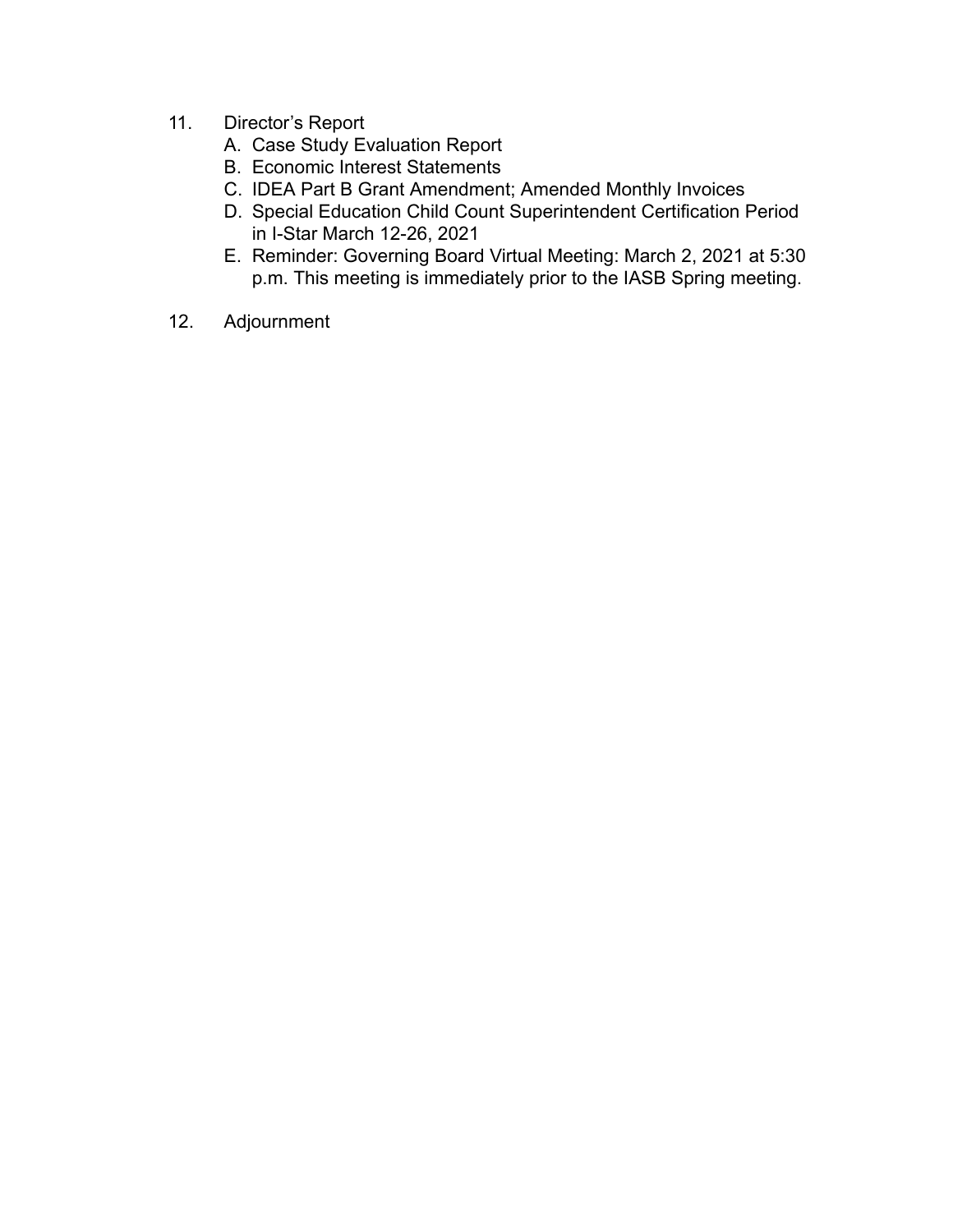11. Director's Report
    A. Case Study Evaluation Report
    B. Economic Interest Statements
    C. IDEA Part B Grant Amendment; Amended Monthly Invoices
    D. Special Education Child Count Superintendent Certification Period in I-Star March 12-26, 2021
    E. Reminder: Governing Board Virtual Meeting: March 2, 2021 at 5:30 p.m. This meeting is immediately prior to the IASB Spring meeting.

12. Adjournment